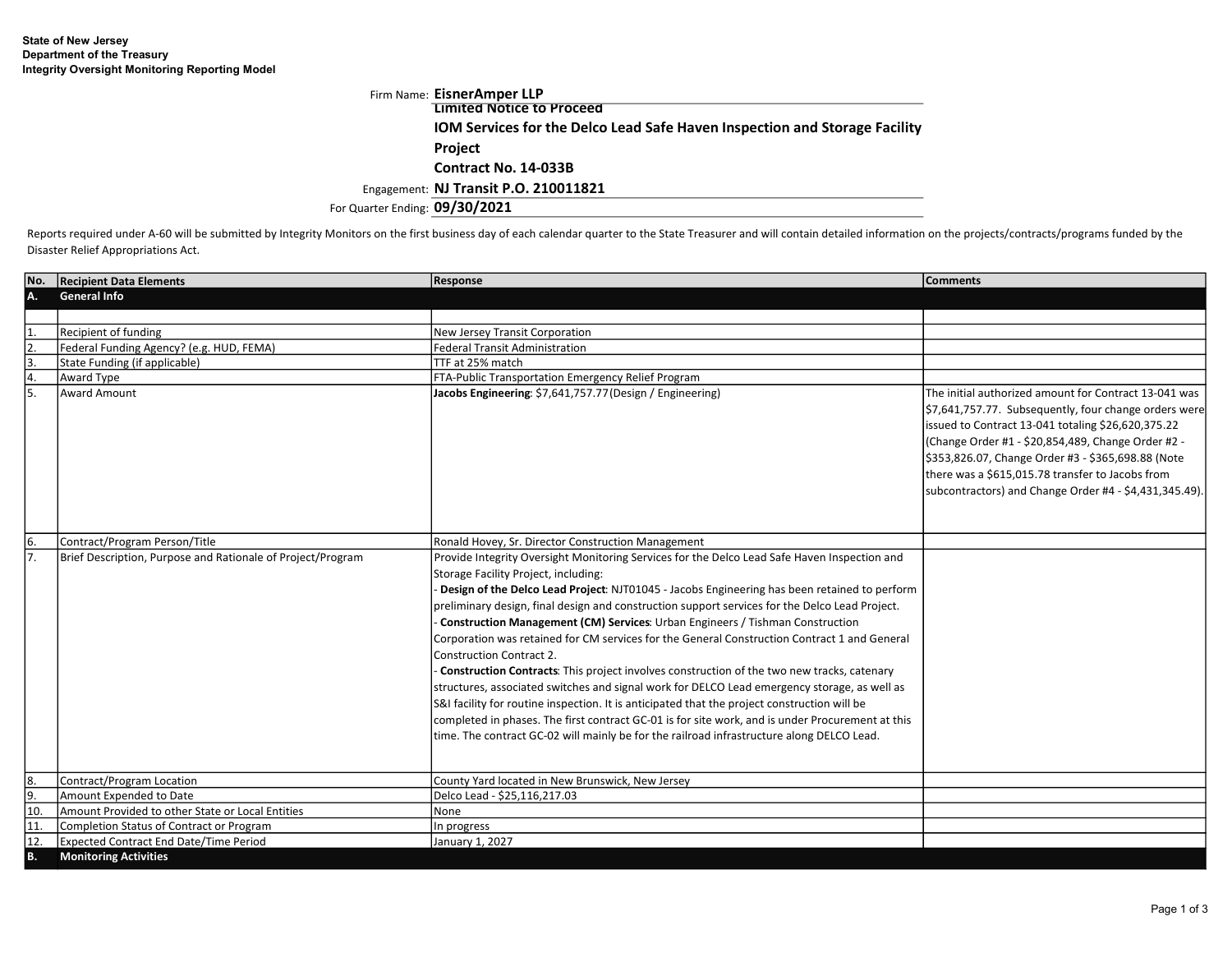**State of New Jersey**
**Department of the Treasury**
**Integrity Oversight Monitoring Reporting Model**

Firm Name: **EisnerAmper LLP**

**Limited Notice to Proceed**

**IOM Services for the Delco Lead Safe Haven Inspection and Storage Facility Project**

**Contract No. 14-033B**

Engagement: **NJ Transit P.O. 210011821**

For Quarter Ending: **09/30/2021**

Reports required under A-60 will be submitted by Integrity Monitors on the first business day of each calendar quarter to the State Treasurer and will contain detailed information on the projects/contracts/programs funded by the Disaster Relief Appropriations Act.

| No. | Recipient Data Elements | Response | Comments |
|---|---|---|---|
| **A.** | **General Info** | | |
| | | | |
| 1. | Recipient of funding | New Jersey Transit Corporation | |
| 2. | Federal Funding Agency? (e.g. HUD, FEMA) | Federal Transit Administration | |
| 3. | State Funding (if applicable) | TTF at 25% match | |
| 4. | Award Type | FTA-Public Transportation Emergency Relief Program | |
| 5. | Award Amount | **Jacobs Engineering**: $7,641,757.77(Design / Engineering) | The initial authorized amount for Contract 13-041 was $7,641,757.77. Subsequently, four change orders were issued to Contract 13-041 totaling $26,620,375.22 (Change Order #1 - $20,854,489, Change Order #2 - $353,826.07, Change Order #3 - $365,698.88 (Note there was a $615,015.78 transfer to Jacobs from subcontractors) and Change Order #4 - $4,431,345.49). |
| 6. | Contract/Program Person/Title | Ronald Hovey, Sr. Director Construction Management | |
| 7. | Brief Description, Purpose and Rationale of Project/Program | Provide Integrity Oversight Monitoring Services for the Delco Lead Safe Haven Inspection and Storage Facility Project, including:<br>- **Design of the Delco Lead Project**: NJT01045 - Jacobs Engineering has been retained to perform preliminary design, final design and construction support services for the Delco Lead Project.<br>- **Construction Management (CM) Services**: Urban Engineers / Tishman Construction Corporation was retained for CM services for the General Construction Contract 1 and General Construction Contract 2.<br>- **Construction Contracts**: This project involves construction of the two new tracks, catenary structures, associated switches and signal work for DELCO Lead emergency storage, as well as S&I facility for routine inspection. It is anticipated that the project construction will be completed in phases. The first contract GC-01 is for site work, and is under Procurement at this time. The contract GC-02 will mainly be for the railroad infrastructure along DELCO Lead. | |
| 8. | Contract/Program Location | County Yard located in New Brunswick, New Jersey | |
| 9. | Amount Expended to Date | Delco Lead - $25,116,217.03 | |
| 10. | Amount Provided to other State or Local Entities | None | |
| 11. | Completion Status of Contract or Program | In progress | |
| 12. | Expected Contract End Date/Time Period | January 1, 2027 | |
| **B.** | **Monitoring Activities** | | |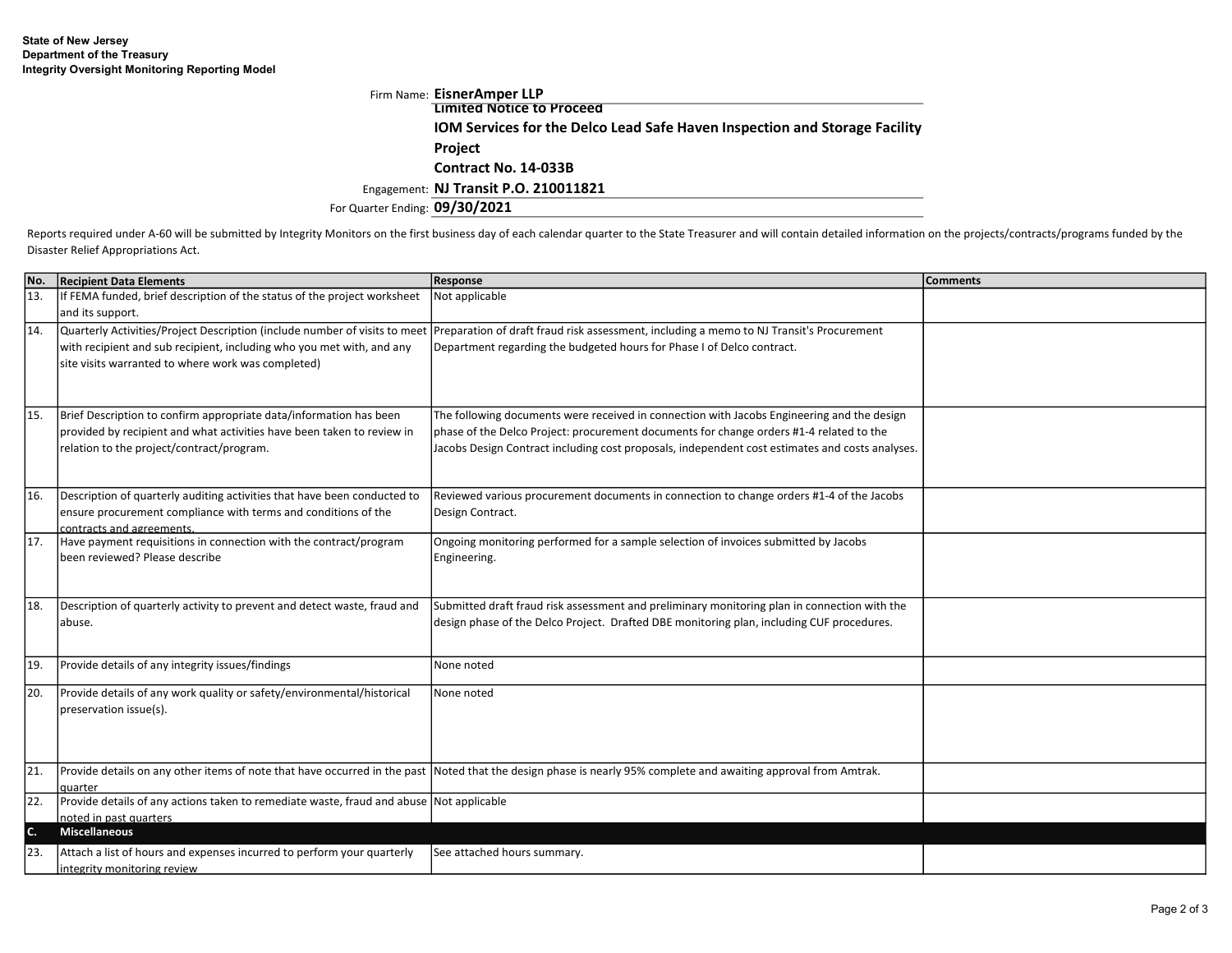**State of New Jersey**
**Department of the Treasury**
**Integrity Oversight Monitoring Reporting Model**

Firm Name: **EisnerAmper LLP**
**Limited Notice to Proceed**
**IOM Services for the Delco Lead Safe Haven Inspection and Storage Facility Project**
**Contract No. 14-033B**
Engagement: **NJ Transit P.O. 210011821**
For Quarter Ending: **09/30/2021**

Reports required under A-60 will be submitted by Integrity Monitors on the first business day of each calendar quarter to the State Treasurer and will contain detailed information on the projects/contracts/programs funded by the Disaster Relief Appropriations Act.

| No. | Recipient Data Elements | Response | Comments |
|---|---|---|---|
| 13. | If FEMA funded, brief description of the status of the project worksheet and its support. | Not applicable | |
| 14. | Quarterly Activities/Project Description (include number of visits to meet with recipient and sub recipient, including who you met with, and any site visits warranted to where work was completed) | Preparation of draft fraud risk assessment, including a memo to NJ Transit's Procurement Department regarding the budgeted hours for Phase I of Delco contract. | |
| 15. | Brief Description to confirm appropriate data/information has been provided by recipient and what activities have been taken to review in relation to the project/contract/program. | The following documents were received in connection with Jacobs Engineering and the design phase of the Delco Project: procurement documents for change orders #1-4 related to the Jacobs Design Contract including cost proposals, independent cost estimates and costs analyses. | |
| 16. | Description of quarterly auditing activities that have been conducted to ensure procurement compliance with terms and conditions of the contracts and agreements. | Reviewed various procurement documents in connection to change orders #1-4 of the Jacobs Design Contract. | |
| 17. | Have payment requisitions in connection with the contract/program been reviewed? Please describe | Ongoing monitoring performed for a sample selection of invoices submitted by Jacobs Engineering. | |
| 18. | Description of quarterly activity to prevent and detect waste, fraud and abuse. | Submitted draft fraud risk assessment and preliminary monitoring plan in connection with the design phase of the Delco Project. Drafted DBE monitoring plan, including CUF procedures. | |
| 19. | Provide details of any integrity issues/findings | None noted | |
| 20. | Provide details of any work quality or safety/environmental/historical preservation issue(s). | None noted | |
| 21. | Provide details on any other items of note that have occurred in the past quarter | Noted that the design phase is nearly 95% complete and awaiting approval from Amtrak. | |
| 22. | Provide details of any actions taken to remediate waste, fraud and abuse noted in past quarters | Not applicable | |
| **C.** | **Miscellaneous** | | |
| 23. | Attach a list of hours and expenses incurred to perform your quarterly integrity monitoring review | See attached hours summary. | |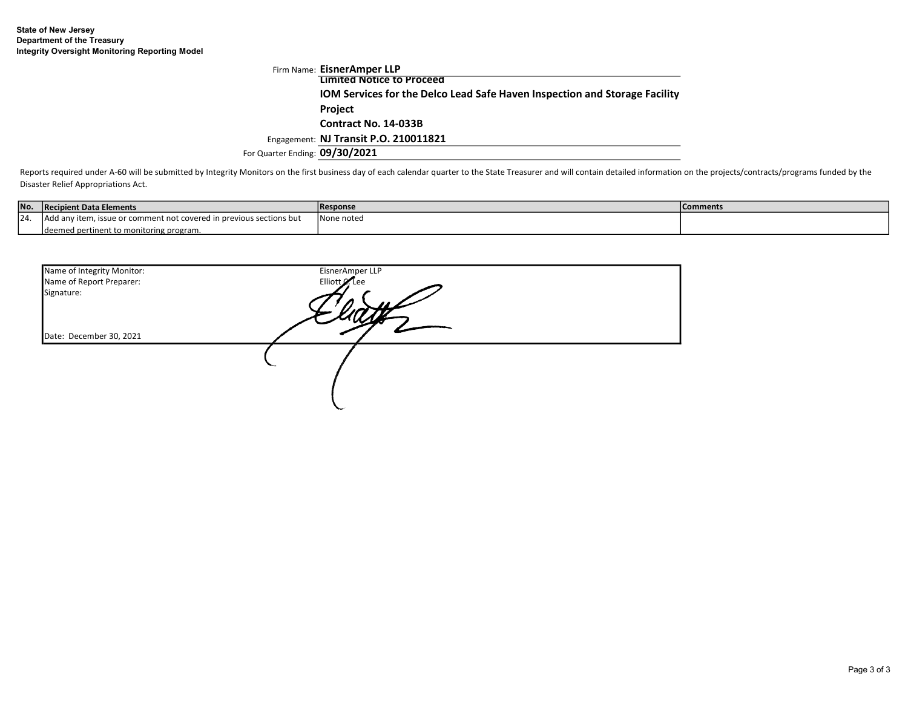**State of New Jersey**
**Department of the Treasury**
**Integrity Oversight Monitoring Reporting Model**

Firm Name: **EisnerAmper LLP**
**Limited Notice to Proceed**
**IOM Services for the Delco Lead Safe Haven Inspection and Storage Facility Project**
**Contract No. 14-033B**
Engagement: **NJ Transit P.O. 210011821**
For Quarter Ending: **09/30/2021**

Reports required under A-60 will be submitted by Integrity Monitors on the first business day of each calendar quarter to the State Treasurer and will contain detailed information on the projects/contracts/programs funded by the Disaster Relief Appropriations Act.

| No. | Recipient Data Elements | Response | Comments |
|---|---|---|---|
| 24. | Add any item, issue or comment not covered in previous sections but deemed pertinent to monitoring program. | None noted | |

| | |
|---|---|
| Name of Integrity Monitor: | EisnerAmper LLP |
| Name of Report Preparer: | Elliott C. Lee |
| Signature: | [signature] |
| Date: December 30, 2021 | |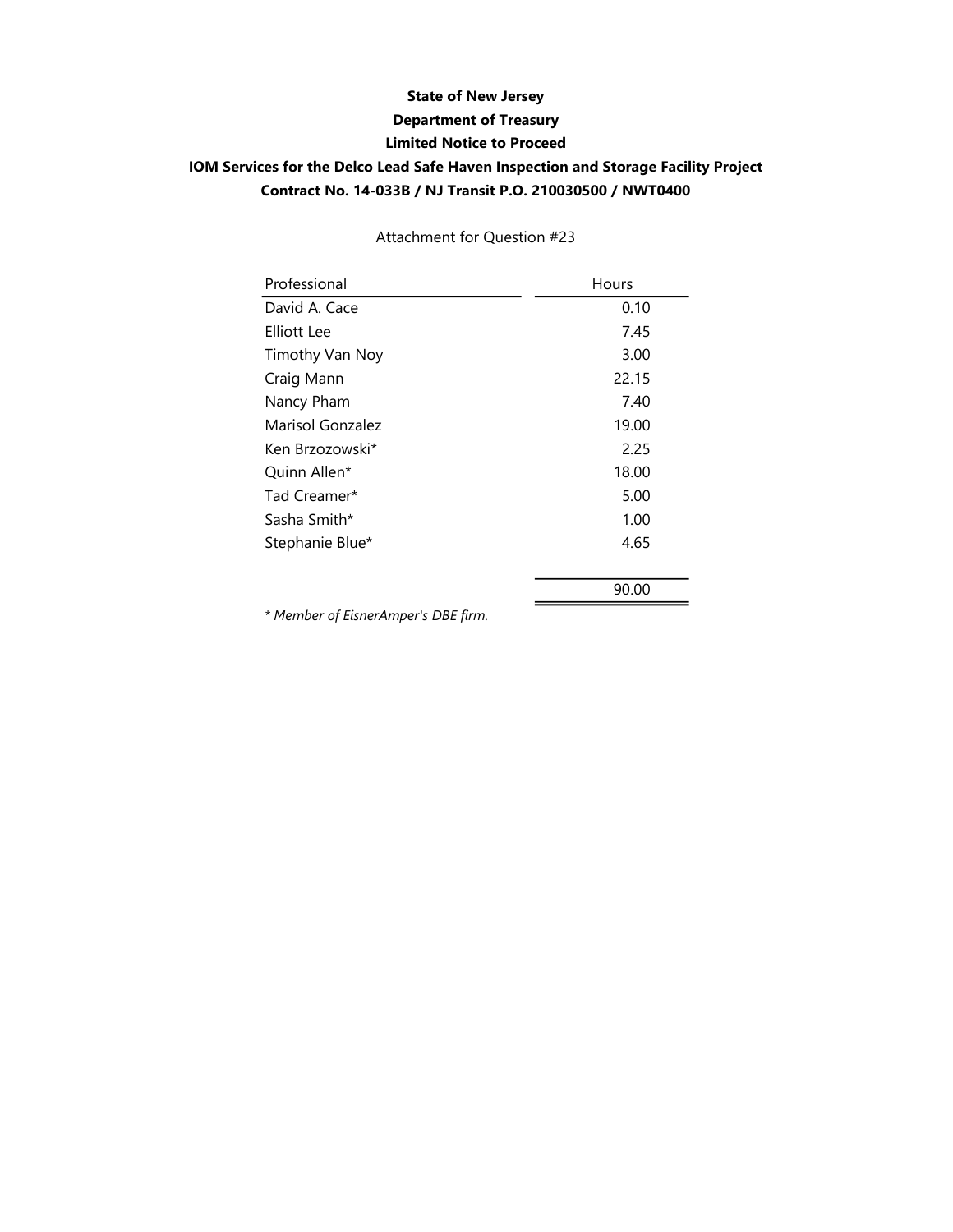**State of New Jersey**

**Department of Treasury**

**Limited Notice to Proceed**

**IOM Services for the Delco Lead Safe Haven Inspection and Storage Facility Project**

**Contract No. 14-033B / NJ Transit P.O. 210030500 / NWT0400**

Attachment for Question #23

| Professional | Hours |
|---|---|
| David A. Cace | 0.10 |
| Elliott Lee | 7.45 |
| Timothy Van Noy | 3.00 |
| Craig Mann | 22.15 |
| Nancy Pham | 7.40 |
| Marisol Gonzalez | 19.00 |
| Ken Brzozowski* | 2.25 |
| Quinn Allen* | 18.00 |
| Tad Creamer* | 5.00 |
| Sasha Smith* | 1.00 |
| Stephanie Blue* | 4.65 |
| | 90.00 |

*\* Member of EisnerAmper's DBE firm.*